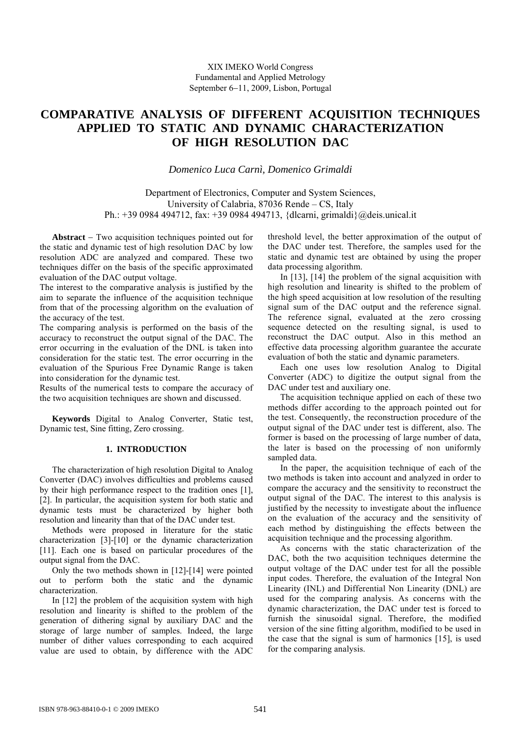XIX IMEKO World Congress
Fundamental and Applied Metrology
September 6−11, 2009, Lisbon, Portugal

# COMPARATIVE ANALYSIS OF DIFFERENT ACQUISITION TECHNIQUES APPLIED TO STATIC AND DYNAMIC CHARACTERIZATION OF HIGH RESOLUTION DAC

*Domenico Luca Carnì, Domenico Grimaldi*

Department of Electronics, Computer and System Sciences,
University of Calabria, 87036 Rende – CS, Italy
Ph.: +39 0984 494712, fax: +39 0984 494713, {dlcarni, grimaldi}@deis.unical.it

**Abstract** − Two acquisition techniques pointed out for the static and dynamic test of high resolution DAC by low resolution ADC are analyzed and compared. These two techniques differ on the basis of the specific approximated evaluation of the DAC output voltage.

The interest to the comparative analysis is justified by the aim to separate the influence of the acquisition technique from that of the processing algorithm on the evaluation of the accuracy of the test.

The comparing analysis is performed on the basis of the accuracy to reconstruct the output signal of the DAC. The error occurring in the evaluation of the DNL is taken into consideration for the static test. The error occurring in the evaluation of the Spurious Free Dynamic Range is taken into consideration for the dynamic test.

Results of the numerical tests to compare the accuracy of the two acquisition techniques are shown and discussed.

**Keywords** Digital to Analog Converter, Static test, Dynamic test, Sine fitting, Zero crossing.

## 1. INTRODUCTION

The characterization of high resolution Digital to Analog Converter (DAC) involves difficulties and problems caused by their high performance respect to the tradition ones [1], [2]. In particular, the acquisition system for both static and dynamic tests must be characterized by higher both resolution and linearity than that of the DAC under test.

Methods were proposed in literature for the static characterization [3]-[10] or the dynamic characterization [11]. Each one is based on particular procedures of the output signal from the DAC.

Only the two methods shown in [12]-[14] were pointed out to perform both the static and the dynamic characterization.

In [12] the problem of the acquisition system with high resolution and linearity is shifted to the problem of the generation of dithering signal by auxiliary DAC and the storage of large number of samples. Indeed, the large number of dither values corresponding to each acquired value are used to obtain, by difference with the ADC threshold level, the better approximation of the output of the DAC under test. Therefore, the samples used for the static and dynamic test are obtained by using the proper data processing algorithm.

In [13], [14] the problem of the signal acquisition with high resolution and linearity is shifted to the problem of the high speed acquisition at low resolution of the resulting signal sum of the DAC output and the reference signal. The reference signal, evaluated at the zero crossing sequence detected on the resulting signal, is used to reconstruct the DAC output. Also in this method an effective data processing algorithm guarantee the accurate evaluation of both the static and dynamic parameters.

Each one uses low resolution Analog to Digital Converter (ADC) to digitize the output signal from the DAC under test and auxiliary one.

The acquisition technique applied on each of these two methods differ according to the approach pointed out for the test. Consequently, the reconstruction procedure of the output signal of the DAC under test is different, also. The former is based on the processing of large number of data, the later is based on the processing of non uniformly sampled data.

In the paper, the acquisition technique of each of the two methods is taken into account and analyzed in order to compare the accuracy and the sensitivity to reconstruct the output signal of the DAC. The interest to this analysis is justified by the necessity to investigate about the influence on the evaluation of the accuracy and the sensitivity of each method by distinguishing the effects between the acquisition technique and the processing algorithm.

As concerns with the static characterization of the DAC, both the two acquisition techniques determine the output voltage of the DAC under test for all the possible input codes. Therefore, the evaluation of the Integral Non Linearity (INL) and Differential Non Linearity (DNL) are used for the comparing analysis. As concerns with the dynamic characterization, the DAC under test is forced to furnish the sinusoidal signal. Therefore, the modified version of the sine fitting algorithm, modified to be used in the case that the signal is sum of harmonics [15], is used for the comparing analysis.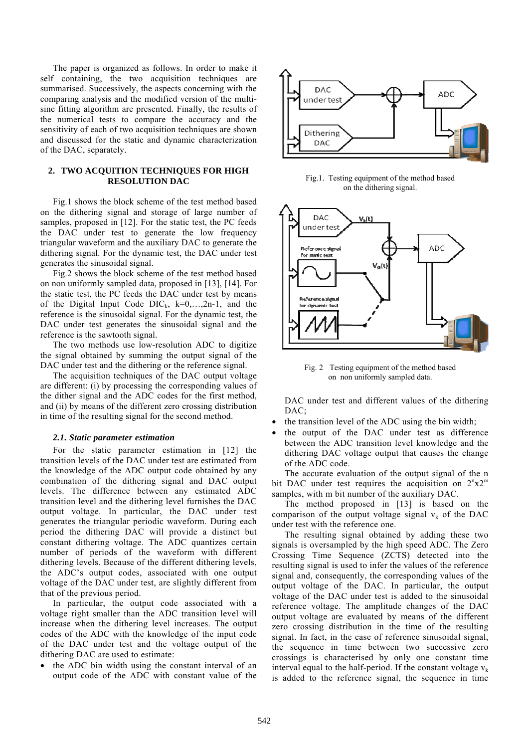The paper is organized as follows. In order to make it self containing, the two acquisition techniques are summarised. Successively, the aspects concerning with the comparing analysis and the modified version of the multi-sine fitting algorithm are presented. Finally, the results of the numerical tests to compare the accuracy and the sensitivity of each of two acquisition techniques are shown and discussed for the static and dynamic characterization of the DAC, separately.

## 2. TWO ACQUITION TECHNIQUES FOR HIGH RESOLUTION DAC

Fig.1 shows the block scheme of the test method based on the dithering signal and storage of large number of samples, proposed in [12]. For the static test, the PC feeds the DAC under test to generate the low frequency triangular waveform and the auxiliary DAC to generate the dithering signal. For the dynamic test, the DAC under test generates the sinusoidal signal.

Fig.2 shows the block scheme of the test method based on non uniformly sampled data, proposed in [13], [14]. For the static test, the PC feeds the DAC under test by means of the Digital Input Code $DIC_k$, $k=0,\ldots,2n\text{-}1$, and the reference is the sinusoidal signal. For the dynamic test, the DAC under test generates the sinusoidal signal and the reference is the sawtooth signal.

The two methods use low-resolution ADC to digitize the signal obtained by summing the output signal of the DAC under test and the dithering or the reference signal.

The acquisition techniques of the DAC output voltage are different: (i) by processing the corresponding values of the dither signal and the DAC codes for the first method, and (ii) by means of the different zero crossing distribution in time of the resulting signal for the second method.

### *2.1. Static parameter estimation*

For the static parameter estimation in [12] the transition levels of the DAC under test are estimated from the knowledge of the ADC output code obtained by any combination of the dithering signal and DAC output levels. The difference between any estimated ADC transition level and the dithering level furnishes the DAC output voltage. In particular, the DAC under test generates the triangular periodic waveform. During each period the dithering DAC will provide a distinct but constant dithering voltage. The ADC quantizes certain number of periods of the waveform with different dithering levels. Because of the different dithering levels, the ADC's output codes, associated with one output voltage of the DAC under test, are slightly different from that of the previous period.

In particular, the output code associated with a voltage right smaller than the ADC transition level will increase when the dithering level increases. The output codes of the ADC with the knowledge of the input code of the DAC under test and the voltage output of the dithering DAC are used to estimate:

- the ADC bin width using the constant interval of an output code of the ADC with constant value of the DAC under test and different values of the dithering DAC;
- the transition level of the ADC using the bin width;
- the output of the DAC under test as difference between the ADC transition level knowledge and the dithering DAC voltage output that causes the change of the ADC code.

Fig.1. Testing equipment of the method based on the dithering signal.

Fig. 2 Testing equipment of the method based on non uniformly sampled data.

The accurate evaluation of the output signal of the n bit DAC under test requires the acquisition on $2^n x 2^m$ samples, with m bit number of the auxiliary DAC.

The method proposed in [13] is based on the comparison of the output voltage signal $v_k$ of the DAC under test with the reference one.

The resulting signal obtained by adding these two signals is oversampled by the high speed ADC. The Zero Crossing Time Sequence (ZCTS) detected into the resulting signal is used to infer the values of the reference signal and, consequently, the corresponding values of the output voltage of the DAC. In particular, the output voltage of the DAC under test is added to the sinusoidal reference voltage. The amplitude changes of the DAC output voltage are evaluated by means of the different zero crossing distribution in the time of the resulting signal. In fact, in the case of reference sinusoidal signal, the sequence in time between two successive zero crossings is characterised by only one constant time interval equal to the half-period. If the constant voltage $v_k$ is added to the reference signal, the sequence in time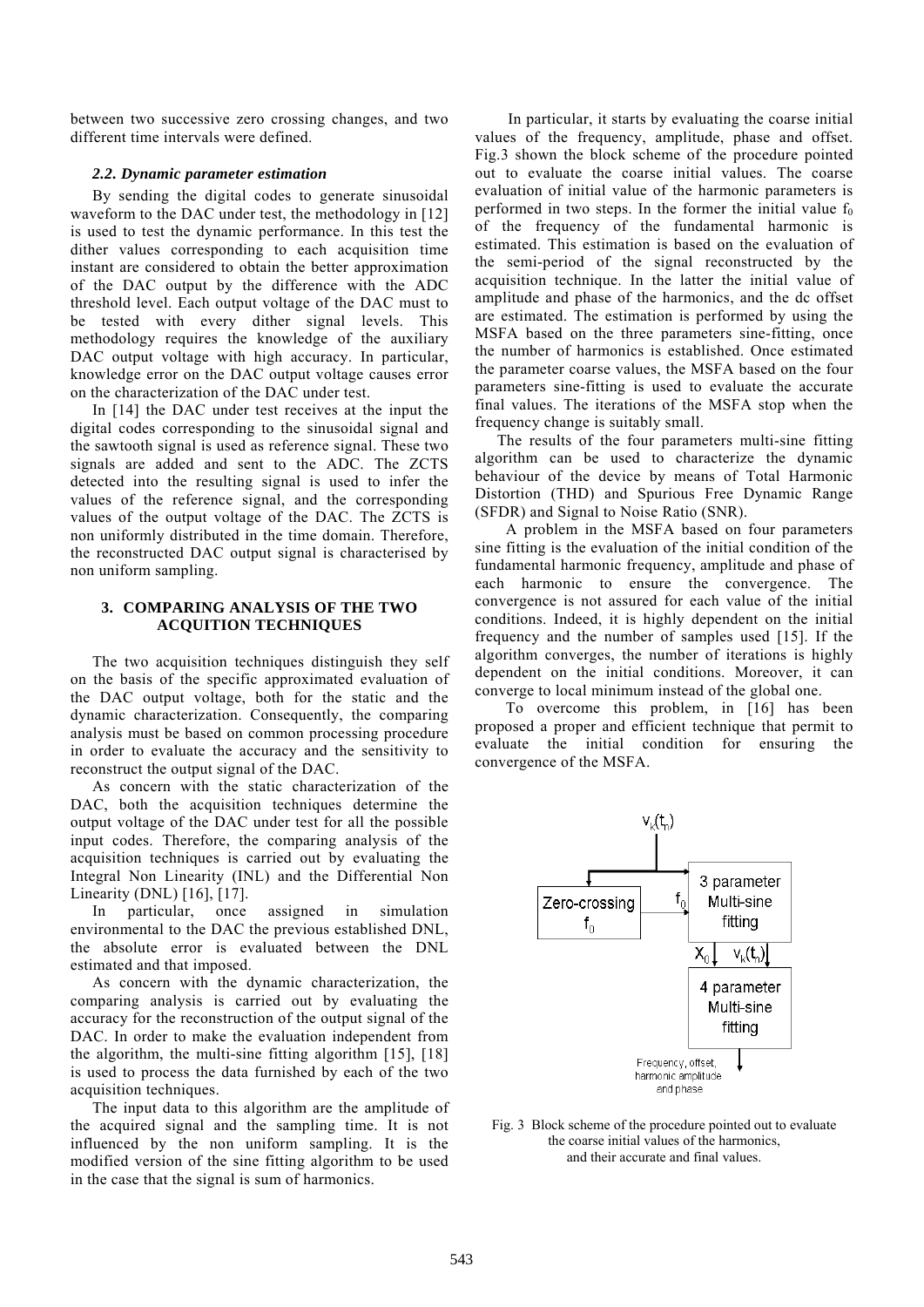between two successive zero crossing changes, and two different time intervals were defined.

### *2.2. Dynamic parameter estimation*

By sending the digital codes to generate sinusoidal waveform to the DAC under test, the methodology in [12] is used to test the dynamic performance. In this test the dither values corresponding to each acquisition time instant are considered to obtain the better approximation of the DAC output by the difference with the ADC threshold level. Each output voltage of the DAC must to be tested with every dither signal levels. This methodology requires the knowledge of the auxiliary DAC output voltage with high accuracy. In particular, knowledge error on the DAC output voltage causes error on the characterization of the DAC under test.

In [14] the DAC under test receives at the input the digital codes corresponding to the sinusoidal signal and the sawtooth signal is used as reference signal. These two signals are added and sent to the ADC. The ZCTS detected into the resulting signal is used to infer the values of the reference signal, and the corresponding values of the output voltage of the DAC. The ZCTS is non uniformly distributed in the time domain. Therefore, the reconstructed DAC output signal is characterised by non uniform sampling.

## 3. COMPARING ANALYSIS OF THE TWO ACQUITION TECHNIQUES

The two acquisition techniques distinguish they self on the basis of the specific approximated evaluation of the DAC output voltage, both for the static and the dynamic characterization. Consequently, the comparing analysis must be based on common processing procedure in order to evaluate the accuracy and the sensitivity to reconstruct the output signal of the DAC.

As concern with the static characterization of the DAC, both the acquisition techniques determine the output voltage of the DAC under test for all the possible input codes. Therefore, the comparing analysis of the acquisition techniques is carried out by evaluating the Integral Non Linearity (INL) and the Differential Non Linearity (DNL) [16], [17].

In particular, once assigned in simulation environmental to the DAC the previous established DNL, the absolute error is evaluated between the DNL estimated and that imposed.

As concern with the dynamic characterization, the comparing analysis is carried out by evaluating the accuracy for the reconstruction of the output signal of the DAC. In order to make the evaluation independent from the algorithm, the multi-sine fitting algorithm [15], [18] is used to process the data furnished by each of the two acquisition techniques.

The input data to this algorithm are the amplitude of the acquired signal and the sampling time. It is not influenced by the non uniform sampling. It is the modified version of the sine fitting algorithm to be used in the case that the signal is sum of harmonics.

In particular, it starts by evaluating the coarse initial values of the frequency, amplitude, phase and offset. Fig.3 shown the block scheme of the procedure pointed out to evaluate the coarse initial values. The coarse evaluation of initial value of the harmonic parameters is performed in two steps. In the former the initial value $f_0$ of the frequency of the fundamental harmonic is estimated. This estimation is based on the evaluation of the semi-period of the signal reconstructed by the acquisition technique. In the latter the initial value of amplitude and phase of the harmonics, and the dc offset are estimated. The estimation is performed by using the MSFA based on the three parameters sine-fitting, once the number of harmonics is established. Once estimated the parameter coarse values, the MSFA based on the four parameters sine-fitting is used to evaluate the accurate final values. The iterations of the MSFA stop when the frequency change is suitably small.

The results of the four parameters multi-sine fitting algorithm can be used to characterize the dynamic behaviour of the device by means of Total Harmonic Distortion (THD) and Spurious Free Dynamic Range (SFDR) and Signal to Noise Ratio (SNR).

A problem in the MSFA based on four parameters sine fitting is the evaluation of the initial condition of the fundamental harmonic frequency, amplitude and phase of each harmonic to ensure the convergence. The convergence is not assured for each value of the initial conditions. Indeed, it is highly dependent on the initial frequency and the number of samples used [15]. If the algorithm converges, the number of iterations is highly dependent on the initial conditions. Moreover, it can converge to local minimum instead of the global one.

To overcome this problem, in [16] has been proposed a proper and efficient technique that permit to evaluate the initial condition for ensuring the convergence of the MSFA.

Fig. 3 Block scheme of the procedure pointed out to evaluate the coarse initial values of the harmonics, and their accurate and final values.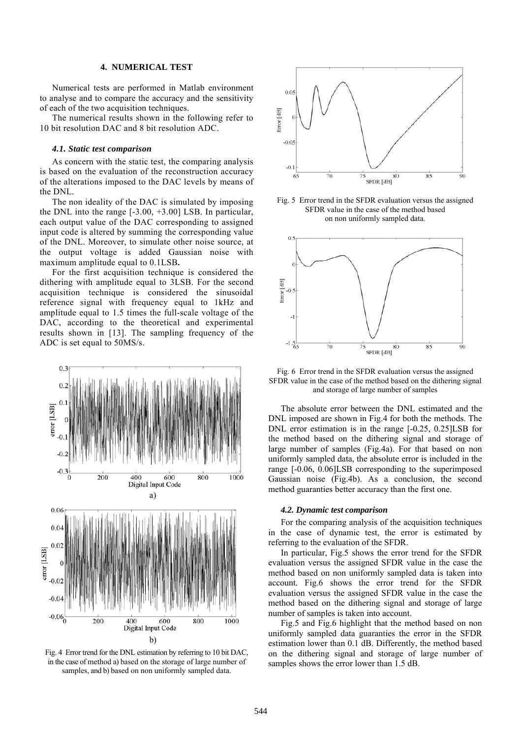## 4. NUMERICAL TEST

Numerical tests are performed in Matlab environment to analyse and to compare the accuracy and the sensitivity of each of the two acquisition techniques.

The numerical results shown in the following refer to 10 bit resolution DAC and 8 bit resolution ADC.

### 4.1. Static test comparison

As concern with the static test, the comparing analysis is based on the evaluation of the reconstruction accuracy of the alterations imposed to the DAC levels by means of the DNL.

The non ideality of the DAC is simulated by imposing the DNL into the range [-3.00, +3.00] LSB. In particular, each output value of the DAC corresponding to assigned input code is altered by summing the corresponding value of the DNL. Moreover, to simulate other noise source, at the output voltage is added Gaussian noise with maximum amplitude equal to 0.1LSB**.**

For the first acquisition technique is considered the dithering with amplitude equal to 3LSB. For the second acquisition technique is considered the sinusoidal reference signal with frequency equal to 1kHz and amplitude equal to 1.5 times the full-scale voltage of the DAC, according to the theoretical and experimental results shown in [13]. The sampling frequency of the ADC is set equal to 50MS/s.

Fig. 4 Error trend for the DNL estimation by referring to 10 bit DAC, in the case of method a) based on the storage of large number of samples, and b) based on non uniformly sampled data.

Fig. 5 Error trend in the SFDR evaluation versus the assigned SFDR value in the case of the method based on non uniformly sampled data.

Fig. 6 Error trend in the SFDR evaluation versus the assigned SFDR value in the case of the method based on the dithering signal and storage of large number of samples

The absolute error between the DNL estimated and the DNL imposed are shown in Fig.4 for both the methods. The DNL error estimation is in the range [-0.25, 0.25]LSB for the method based on the dithering signal and storage of large number of samples (Fig.4a). For that based on non uniformly sampled data, the absolute error is included in the range [-0.06, 0.06]LSB corresponding to the superimposed Gaussian noise (Fig.4b). As a conclusion, the second method guaranties better accuracy than the first one.

### 4.2. Dynamic test comparison

For the comparing analysis of the acquisition techniques in the case of dynamic test, the error is estimated by referring to the evaluation of the SFDR.

In particular, Fig.5 shows the error trend for the SFDR evaluation versus the assigned SFDR value in the case the method based on non uniformly sampled data is taken into account. Fig.6 shows the error trend for the SFDR evaluation versus the assigned SFDR value in the case the method based on the dithering signal and storage of large number of samples is taken into account.

Fig.5 and Fig.6 highlight that the method based on non uniformly sampled data guaranties the error in the SFDR estimation lower than 0.1 dB. Differently, the method based on the dithering signal and storage of large number of samples shows the error lower than 1.5 dB.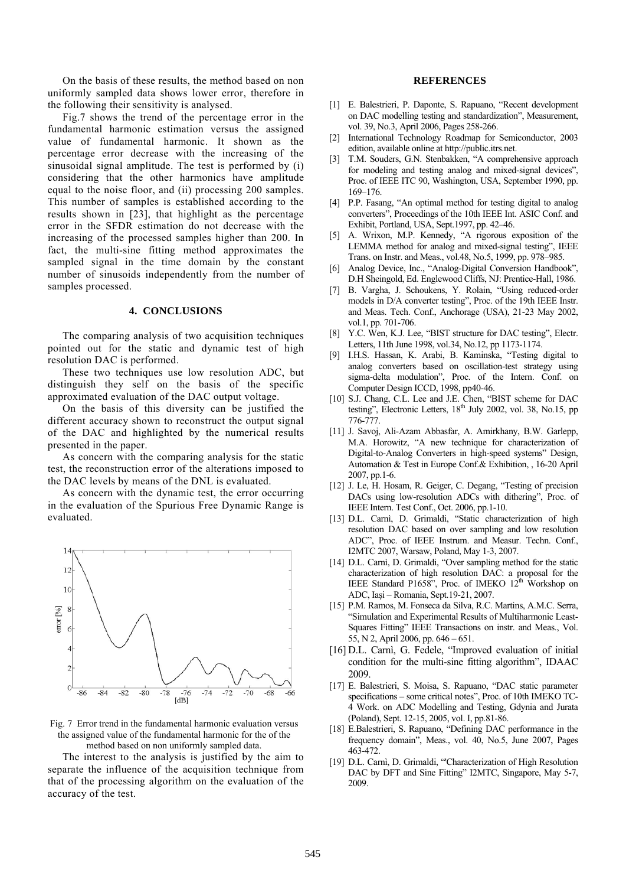On the basis of these results, the method based on non uniformly sampled data shows lower error, therefore in the following their sensitivity is analysed.

Fig.7 shows the trend of the percentage error in the fundamental harmonic estimation versus the assigned value of fundamental harmonic. It shown as the percentage error decrease with the increasing of the sinusoidal signal amplitude. The test is performed by (i) considering that the other harmonics have amplitude equal to the noise floor, and (ii) processing 200 samples. This number of samples is established according to the results shown in [23], that highlight as the percentage error in the SFDR estimation do not decrease with the increasing of the processed samples higher than 200. In fact, the multi-sine fitting method approximates the sampled signal in the time domain by the constant number of sinusoids independently from the number of samples processed.

## 4. CONCLUSIONS

The comparing analysis of two acquisition techniques pointed out for the static and dynamic test of high resolution DAC is performed.

These two techniques use low resolution ADC, but distinguish they self on the basis of the specific approximated evaluation of the DAC output voltage.

On the basis of this diversity can be justified the different accuracy shown to reconstruct the output signal of the DAC and highlighted by the numerical results presented in the paper.

As concern with the comparing analysis for the static test, the reconstruction error of the alterations imposed to the DAC levels by means of the DNL is evaluated.

As concern with the dynamic test, the error occurring in the evaluation of the Spurious Free Dynamic Range is evaluated.

error [%]
14
12
10
8
6
4
2
0
-86 -84 -82 -80 -78 -76 -74 -72 -70 -68 -66
[dB]

Fig. 7 Error trend in the fundamental harmonic evaluation versus the assigned value of the fundamental harmonic for the of the method based on non uniformly sampled data.

The interest to the analysis is justified by the aim to separate the influence of the acquisition technique from that of the processing algorithm on the evaluation of the accuracy of the test.

## REFERENCES

[1] E. Balestrieri, P. Daponte, S. Rapuano, "Recent development on DAC modelling testing and standardization", Measurement, vol. 39, No.3, April 2006, Pages 258-266.

[2] International Technology Roadmap for Semiconductor, 2003 edition, available online at http://public.itrs.net.

[3] T.M. Souders, G.N. Stenbakken, "A comprehensive approach for modeling and testing analog and mixed-signal devices", Proc. of IEEE ITC 90, Washington, USA, September 1990, pp. 169–176.

[4] P.P. Fasang, "An optimal method for testing digital to analog converters", Proceedings of the 10th IEEE Int. ASIC Conf. and Exhibit, Portland, USA, Sept.1997, pp. 42–46.

[5] A. Wrixon, M.P. Kennedy, "A rigorous exposition of the LEMMA method for analog and mixed-signal testing", IEEE Trans. on Instr. and Meas., vol.48, No.5, 1999, pp. 978–985.

[6] Analog Device, Inc., "Analog-Digital Conversion Handbook", D.H Sheingold, Ed. Englewood Cliffs, NJ: Prentice-Hall, 1986.

[7] B. Vargha, J. Schoukens, Y. Rolain, "Using reduced-order models in D/A converter testing", Proc. of the 19th IEEE Instr. and Meas. Tech. Conf., Anchorage (USA), 21-23 May 2002, vol.1, pp. 701-706.

[8] Y.C. Wen, K.J. Lee, "BIST structure for DAC testing", Electr. Letters, 11th June 1998, vol.34, No.12, pp 1173-1174.

[9] I.H.S. Hassan, K. Arabi, B. Kaminska, "Testing digital to analog converters based on oscillation-test strategy using sigma-delta modulation", Proc. of the Intern. Conf. on Computer Design ICCD, 1998, pp40-46.

[10] S.J. Chang, C.L. Lee and J.E. Chen, "BIST scheme for DAC testing", Electronic Letters, 18th July 2002, vol. 38, No.15, pp 776-777.

[11] J. Savoj, Ali-Azam Abbasfar, A. Amirkhany, B.W. Garlepp, M.A. Horowitz, "A new technique for characterization of Digital-to-Analog Converters in high-speed systems" Design, Automation & Test in Europe Conf.& Exhibition, , 16-20 April 2007, pp.1-6.

[12] J. Le, H. Hosam, R. Geiger, C. Degang, "Testing of precision DACs using low-resolution ADCs with dithering", Proc. of IEEE Intern. Test Conf., Oct. 2006, pp.1-10.

[13] D.L. Carnì, D. Grimaldi, "Static characterization of high resolution DAC based on over sampling and low resolution ADC", Proc. of IEEE Instrum. and Measur. Techn. Conf., I2MTC 2007, Warsaw, Poland, May 1-3, 2007.

[14] D.L. Carnì, D. Grimaldi, "Over sampling method for the static characterization of high resolution DAC: a proposal for the IEEE Standard P1658", Proc. of IMEKO 12th Workshop on ADC, Iaşi – Romania, Sept.19-21, 2007.

[15] P.M. Ramos, M. Fonseca da Silva, R.C. Martins, A.M.C. Serra, "Simulation and Experimental Results of Multiharmonic Least-Squares Fitting" IEEE Transactions on instr. and Meas., Vol. 55, N 2, April 2006, pp. 646 – 651.

[16] D.L. Carnì, G. Fedele, "Improved evaluation of initial condition for the multi-sine fitting algorithm", IDAAC 2009.

[17] E. Balestrieri, S. Moisa, S. Rapuano, "DAC static parameter specifications – some critical notes", Proc. of 10th IMEKO TC-4 Work. on ADC Modelling and Testing, Gdynia and Jurata (Poland), Sept. 12-15, 2005, vol. I, pp.81-86.

[18] E.Balestrieri, S. Rapuano, "Defining DAC performance in the frequency domain", Meas., vol. 40, No.5, June 2007, Pages 463-472.

[19] D.L. Carnì, D. Grimaldi, "Characterization of High Resolution DAC by DFT and Sine Fitting" I2MTC, Singapore, May 5-7, 2009.